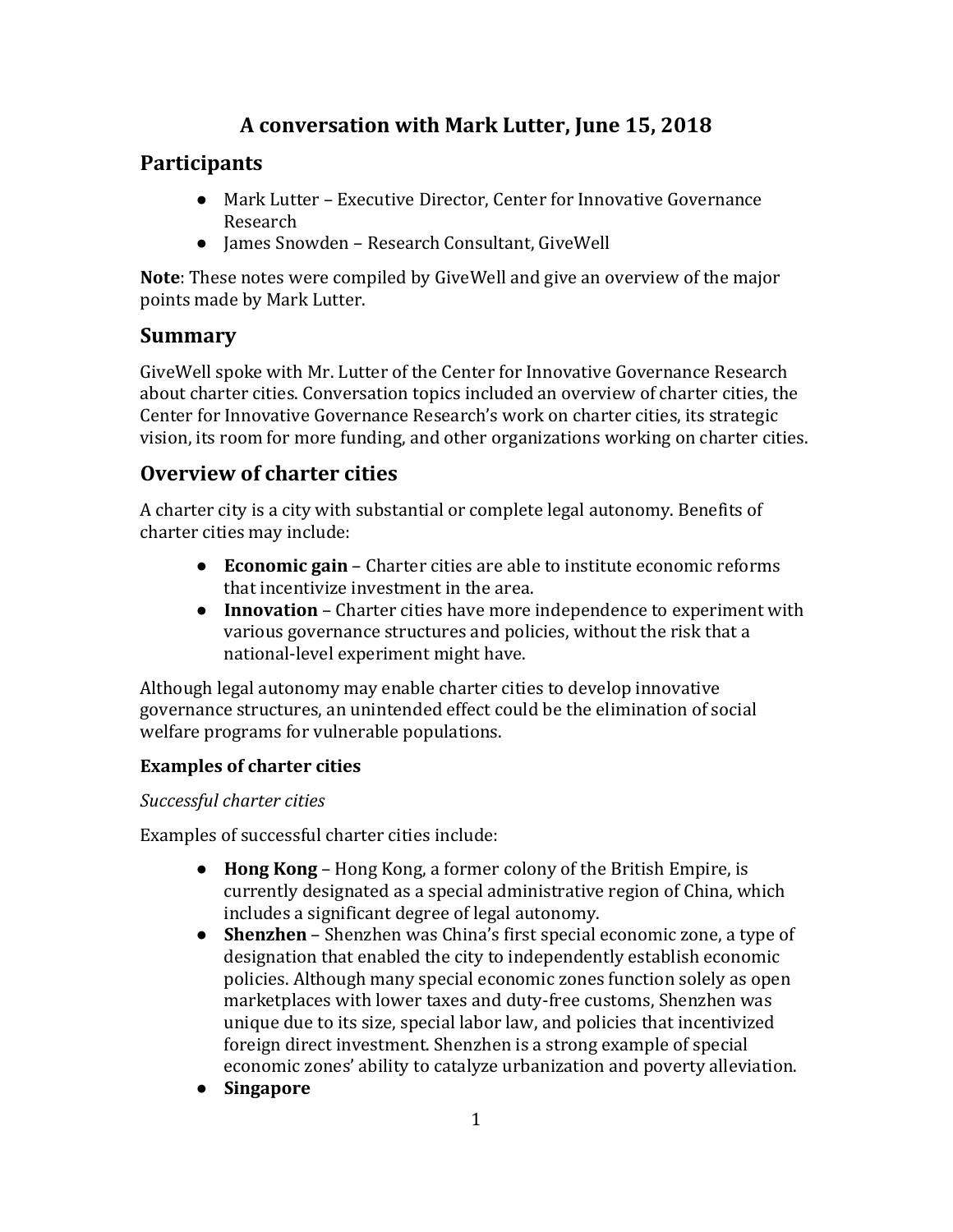# A conversation with Mark Lutter, June 15, 2018

## Participants

- Mark Lutter – Executive Director, Center for Innovative Governance Research
- James Snowden – Research Consultant, GiveWell

**Note**: These notes were compiled by GiveWell and give an overview of the major points made by Mark Lutter.

## Summary

GiveWell spoke with Mr. Lutter of the Center for Innovative Governance Research about charter cities. Conversation topics included an overview of charter cities, the Center for Innovative Governance Research's work on charter cities, its strategic vision, its room for more funding, and other organizations working on charter cities.

## Overview of charter cities

A charter city is a city with substantial or complete legal autonomy. Benefits of charter cities may include:

- **Economic gain** – Charter cities are able to institute economic reforms that incentivize investment in the area.
- **Innovation** – Charter cities have more independence to experiment with various governance structures and policies, without the risk that a national-level experiment might have.

Although legal autonomy may enable charter cities to develop innovative governance structures, an unintended effect could be the elimination of social welfare programs for vulnerable populations.

### Examples of charter cities

*Successful charter cities*

Examples of successful charter cities include:

- **Hong Kong** – Hong Kong, a former colony of the British Empire, is currently designated as a special administrative region of China, which includes a significant degree of legal autonomy.
- **Shenzhen** – Shenzhen was China's first special economic zone, a type of designation that enabled the city to independently establish economic policies. Although many special economic zones function solely as open marketplaces with lower taxes and duty-free customs, Shenzhen was unique due to its size, special labor law, and policies that incentivized foreign direct investment. Shenzhen is a strong example of special economic zones' ability to catalyze urbanization and poverty alleviation.
- **Singapore**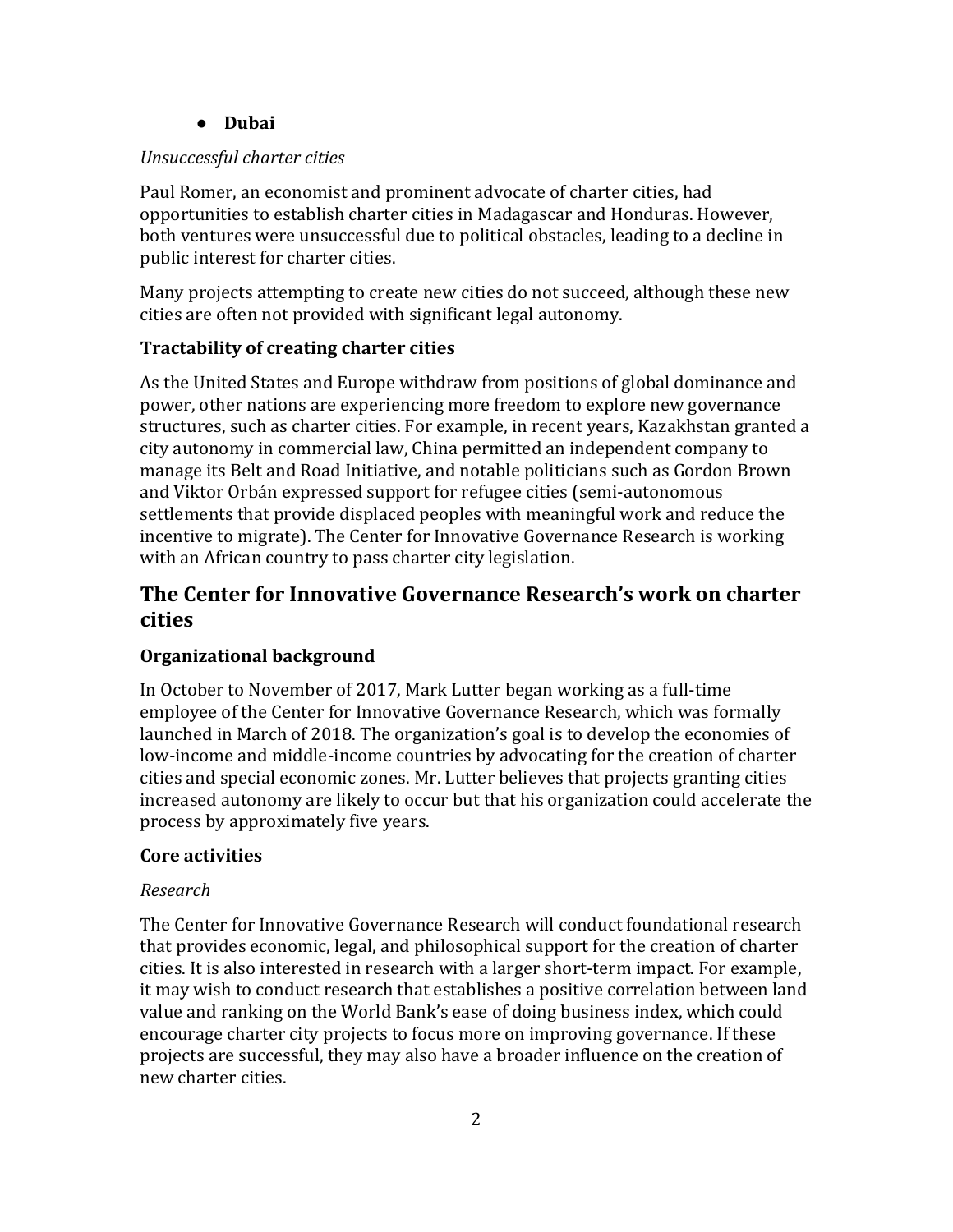- **Dubai**

*Unsuccessful charter cities*

Paul Romer, an economist and prominent advocate of charter cities, had opportunities to establish charter cities in Madagascar and Honduras. However, both ventures were unsuccessful due to political obstacles, leading to a decline in public interest for charter cities.

Many projects attempting to create new cities do not succeed, although these new cities are often not provided with significant legal autonomy.

### Tractability of creating charter cities

As the United States and Europe withdraw from positions of global dominance and power, other nations are experiencing more freedom to explore new governance structures, such as charter cities. For example, in recent years, Kazakhstan granted a city autonomy in commercial law, China permitted an independent company to manage its Belt and Road Initiative, and notable politicians such as Gordon Brown and Viktor Orbán expressed support for refugee cities (semi-autonomous settlements that provide displaced peoples with meaningful work and reduce the incentive to migrate). The Center for Innovative Governance Research is working with an African country to pass charter city legislation.

## The Center for Innovative Governance Research's work on charter cities

### Organizational background

In October to November of 2017, Mark Lutter began working as a full-time employee of the Center for Innovative Governance Research, which was formally launched in March of 2018. The organization's goal is to develop the economies of low-income and middle-income countries by advocating for the creation of charter cities and special economic zones. Mr. Lutter believes that projects granting cities increased autonomy are likely to occur but that his organization could accelerate the process by approximately five years.

### Core activities

*Research*

The Center for Innovative Governance Research will conduct foundational research that provides economic, legal, and philosophical support for the creation of charter cities. It is also interested in research with a larger short-term impact. For example, it may wish to conduct research that establishes a positive correlation between land value and ranking on the World Bank's ease of doing business index, which could encourage charter city projects to focus more on improving governance. If these projects are successful, they may also have a broader influence on the creation of new charter cities.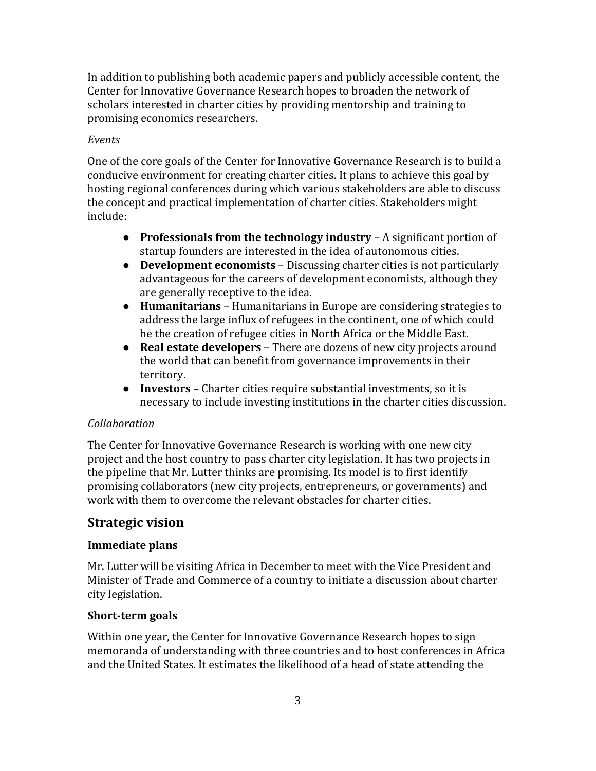In addition to publishing both academic papers and publicly accessible content, the Center for Innovative Governance Research hopes to broaden the network of scholars interested in charter cities by providing mentorship and training to promising economics researchers.

*Events*

One of the core goals of the Center for Innovative Governance Research is to build a conducive environment for creating charter cities. It plans to achieve this goal by hosting regional conferences during which various stakeholders are able to discuss the concept and practical implementation of charter cities. Stakeholders might include:

- **Professionals from the technology industry** – A significant portion of startup founders are interested in the idea of autonomous cities.
- **Development economists** – Discussing charter cities is not particularly advantageous for the careers of development economists, although they are generally receptive to the idea.
- **Humanitarians** – Humanitarians in Europe are considering strategies to address the large influx of refugees in the continent, one of which could be the creation of refugee cities in North Africa or the Middle East.
- **Real estate developers** – There are dozens of new city projects around the world that can benefit from governance improvements in their territory.
- **Investors** – Charter cities require substantial investments, so it is necessary to include investing institutions in the charter cities discussion.

*Collaboration*

The Center for Innovative Governance Research is working with one new city project and the host country to pass charter city legislation. It has two projects in the pipeline that Mr. Lutter thinks are promising. Its model is to first identify promising collaborators (new city projects, entrepreneurs, or governments) and work with them to overcome the relevant obstacles for charter cities.

## Strategic vision

### Immediate plans

Mr. Lutter will be visiting Africa in December to meet with the Vice President and Minister of Trade and Commerce of a country to initiate a discussion about charter city legislation.

### Short-term goals

Within one year, the Center for Innovative Governance Research hopes to sign memoranda of understanding with three countries and to host conferences in Africa and the United States. It estimates the likelihood of a head of state attending the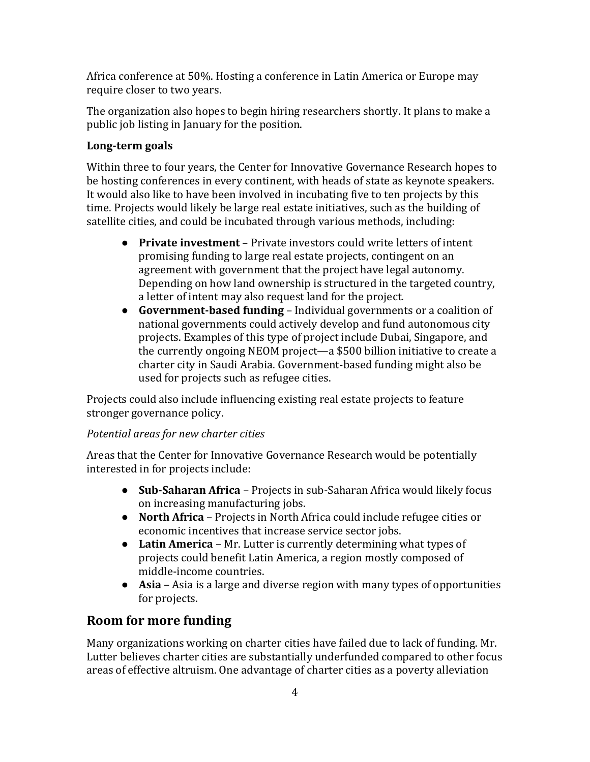Africa conference at 50%. Hosting a conference in Latin America or Europe may require closer to two years.

The organization also hopes to begin hiring researchers shortly. It plans to make a public job listing in January for the position.

### Long-term goals

Within three to four years, the Center for Innovative Governance Research hopes to be hosting conferences in every continent, with heads of state as keynote speakers. It would also like to have been involved in incubating five to ten projects by this time. Projects would likely be large real estate initiatives, such as the building of satellite cities, and could be incubated through various methods, including:

- **Private investment** – Private investors could write letters of intent promising funding to large real estate projects, contingent on an agreement with government that the project have legal autonomy. Depending on how land ownership is structured in the targeted country, a letter of intent may also request land for the project.
- **Government-based funding** – Individual governments or a coalition of national governments could actively develop and fund autonomous city projects. Examples of this type of project include Dubai, Singapore, and the currently ongoing NEOM project—a $500 billion initiative to create a charter city in Saudi Arabia. Government-based funding might also be used for projects such as refugee cities.

Projects could also include influencing existing real estate projects to feature stronger governance policy.

*Potential areas for new charter cities*

Areas that the Center for Innovative Governance Research would be potentially interested in for projects include:

- **Sub-Saharan Africa** – Projects in sub-Saharan Africa would likely focus on increasing manufacturing jobs.
- **North Africa** – Projects in North Africa could include refugee cities or economic incentives that increase service sector jobs.
- **Latin America** – Mr. Lutter is currently determining what types of projects could benefit Latin America, a region mostly composed of middle-income countries.
- **Asia** – Asia is a large and diverse region with many types of opportunities for projects.

## Room for more funding

Many organizations working on charter cities have failed due to lack of funding. Mr. Lutter believes charter cities are substantially underfunded compared to other focus areas of effective altruism. One advantage of charter cities as a poverty alleviation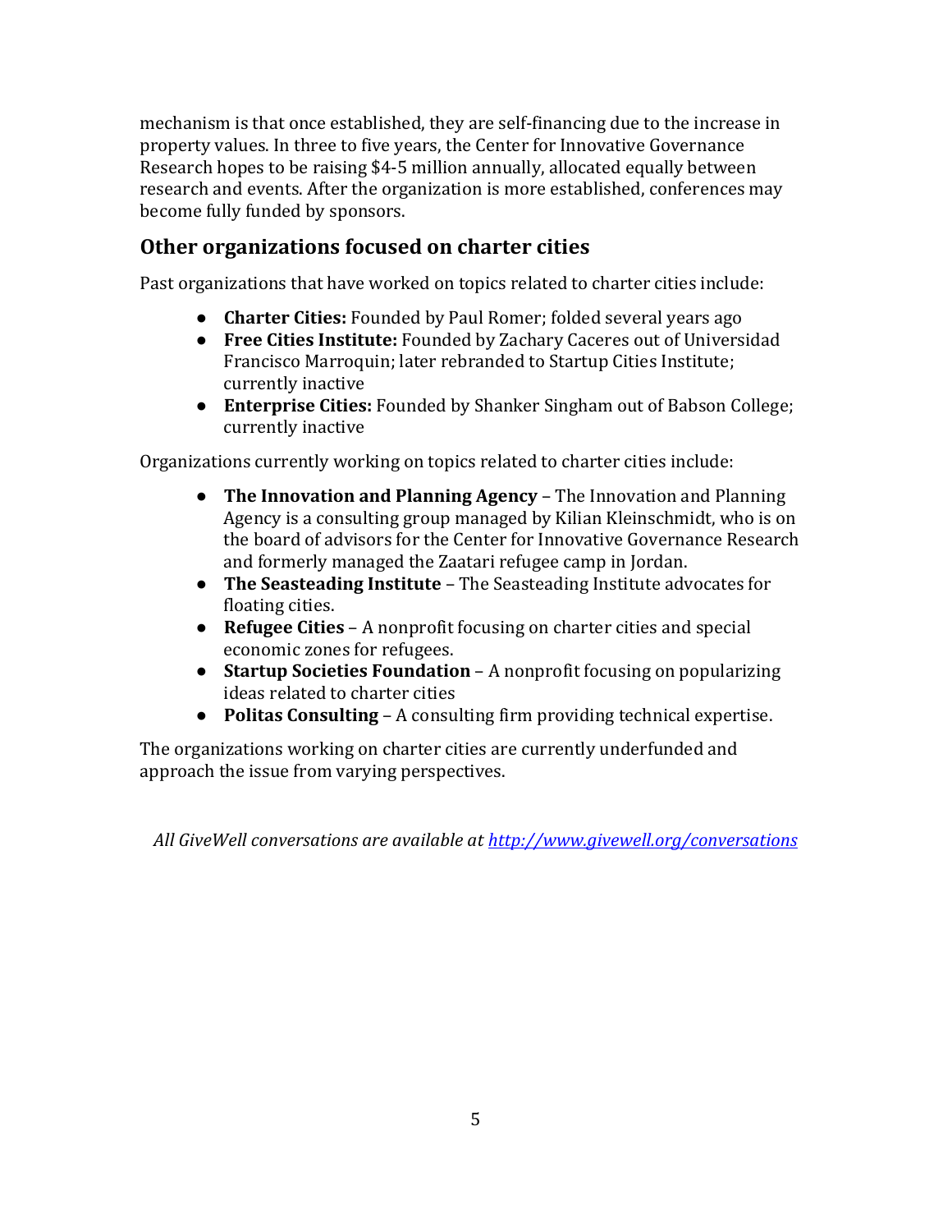mechanism is that once established, they are self-financing due to the increase in property values. In three to five years, the Center for Innovative Governance Research hopes to be raising $4-5 million annually, allocated equally between research and events. After the organization is more established, conferences may become fully funded by sponsors.

## Other organizations focused on charter cities

Past organizations that have worked on topics related to charter cities include:

- **Charter Cities:** Founded by Paul Romer; folded several years ago
- **Free Cities Institute:** Founded by Zachary Caceres out of Universidad Francisco Marroquin; later rebranded to Startup Cities Institute; currently inactive
- **Enterprise Cities:** Founded by Shanker Singham out of Babson College; currently inactive

Organizations currently working on topics related to charter cities include:

- **The Innovation and Planning Agency** – The Innovation and Planning Agency is a consulting group managed by Kilian Kleinschmidt, who is on the board of advisors for the Center for Innovative Governance Research and formerly managed the Zaatari refugee camp in Jordan.
- **The Seasteading Institute** – The Seasteading Institute advocates for floating cities.
- **Refugee Cities** – A nonprofit focusing on charter cities and special economic zones for refugees.
- **Startup Societies Foundation** – A nonprofit focusing on popularizing ideas related to charter cities
- **Politas Consulting** – A consulting firm providing technical expertise.

The organizations working on charter cities are currently underfunded and approach the issue from varying perspectives.

*All GiveWell conversations are available at [http://www.givewell.org/conversations](http://www.givewell.org/conversations)*